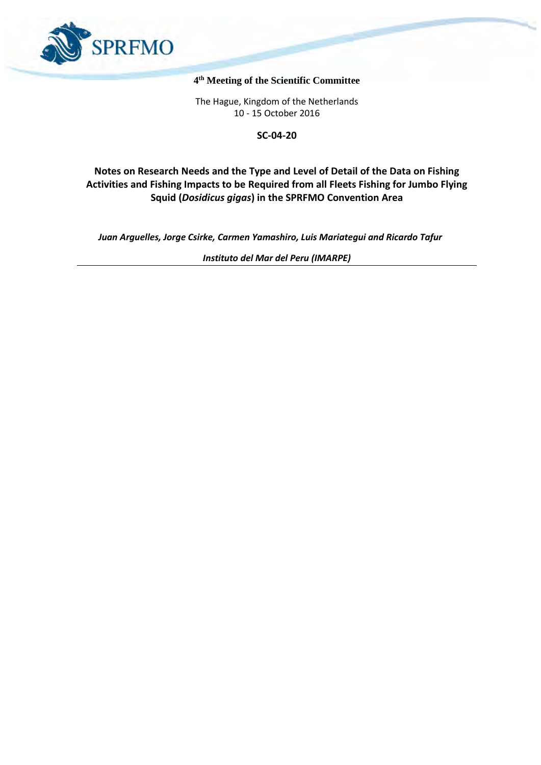**4th Meeting of the Scientific Committee**

The Hague, Kingdom of the Netherlands
10 - 15 October 2016

**SC-04-20**

# Notes on Research Needs and the Type and Level of Detail of the Data on Fishing Activities and Fishing Impacts to be Required from all Fleets Fishing for Jumbo Flying Squid (*Dosidicus gigas*) in the SPRFMO Convention Area

***Juan Arguelles, Jorge Csirke, Carmen Yamashiro, Luis Mariategui and Ricardo Tafur***

***Instituto del Mar del Peru (IMARPE)***

---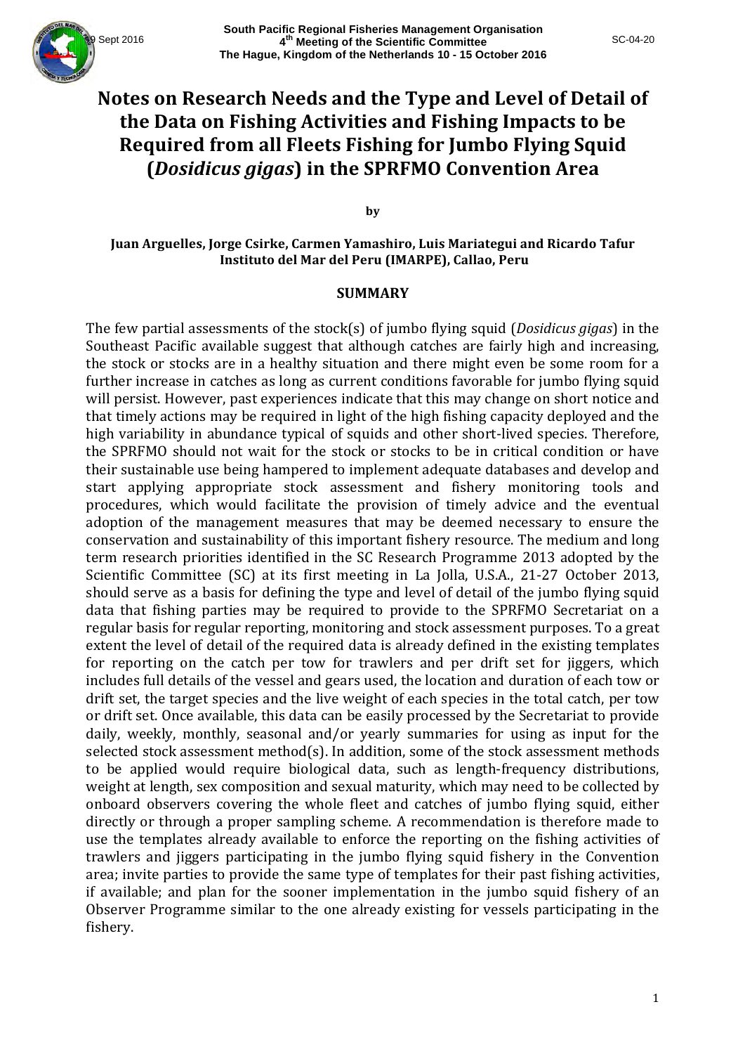# Notes on Research Needs and the Type and Level of Detail of the Data on Fishing Activities and Fishing Impacts to be Required from all Fleets Fishing for Jumbo Flying Squid (*Dosidicus gigas*) in the SPRFMO Convention Area

**by**

**Juan Arguelles, Jorge Csirke, Carmen Yamashiro, Luis Mariategui and Ricardo Tafur**
**Instituto del Mar del Peru (IMARPE), Callao, Peru**

## SUMMARY

The few partial assessments of the stock(s) of jumbo flying squid (*Dosidicus gigas*) in the Southeast Pacific available suggest that although catches are fairly high and increasing, the stock or stocks are in a healthy situation and there might even be some room for a further increase in catches as long as current conditions favorable for jumbo flying squid will persist. However, past experiences indicate that this may change on short notice and that timely actions may be required in light of the high fishing capacity deployed and the high variability in abundance typical of squids and other short-lived species. Therefore, the SPRFMO should not wait for the stock or stocks to be in critical condition or have their sustainable use being hampered to implement adequate databases and develop and start applying appropriate stock assessment and fishery monitoring tools and procedures, which would facilitate the provision of timely advice and the eventual adoption of the management measures that may be deemed necessary to ensure the conservation and sustainability of this important fishery resource. The medium and long term research priorities identified in the SC Research Programme 2013 adopted by the Scientific Committee (SC) at its first meeting in La Jolla, U.S.A., 21-27 October 2013, should serve as a basis for defining the type and level of detail of the jumbo flying squid data that fishing parties may be required to provide to the SPRFMO Secretariat on a regular basis for regular reporting, monitoring and stock assessment purposes. To a great extent the level of detail of the required data is already defined in the existing templates for reporting on the catch per tow for trawlers and per drift set for jiggers, which includes full details of the vessel and gears used, the location and duration of each tow or drift set, the target species and the live weight of each species in the total catch, per tow or drift set. Once available, this data can be easily processed by the Secretariat to provide daily, weekly, monthly, seasonal and/or yearly summaries for using as input for the selected stock assessment method(s). In addition, some of the stock assessment methods to be applied would require biological data, such as length-frequency distributions, weight at length, sex composition and sexual maturity, which may need to be collected by onboard observers covering the whole fleet and catches of jumbo flying squid, either directly or through a proper sampling scheme. A recommendation is therefore made to use the templates already available to enforce the reporting on the fishing activities of trawlers and jiggers participating in the jumbo flying squid fishery in the Convention area; invite parties to provide the same type of templates for their past fishing activities, if available; and plan for the sooner implementation in the jumbo squid fishery of an Observer Programme similar to the one already existing for vessels participating in the fishery.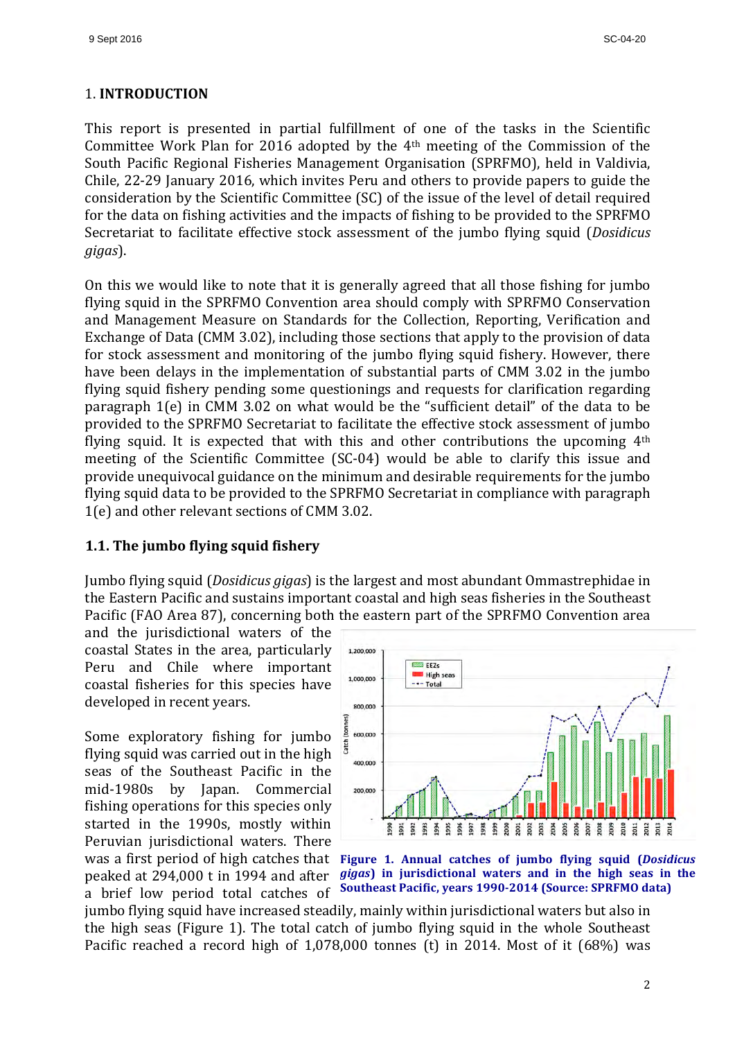## 1. **INTRODUCTION**

This report is presented in partial fulfillment of one of the tasks in the Scientific Committee Work Plan for 2016 adopted by the 4th meeting of the Commission of the South Pacific Regional Fisheries Management Organisation (SPRFMO), held in Valdivia, Chile, 22-29 January 2016, which invites Peru and others to provide papers to guide the consideration by the Scientific Committee (SC) of the issue of the level of detail required for the data on fishing activities and the impacts of fishing to be provided to the SPRFMO Secretariat to facilitate effective stock assessment of the jumbo flying squid (*Dosidicus gigas*).

On this we would like to note that it is generally agreed that all those fishing for jumbo flying squid in the SPRFMO Convention area should comply with SPRFMO Conservation and Management Measure on Standards for the Collection, Reporting, Verification and Exchange of Data (CMM 3.02), including those sections that apply to the provision of data for stock assessment and monitoring of the jumbo flying squid fishery. However, there have been delays in the implementation of substantial parts of CMM 3.02 in the jumbo flying squid fishery pending some questionings and requests for clarification regarding paragraph 1(e) in CMM 3.02 on what would be the "sufficient detail" of the data to be provided to the SPRFMO Secretariat to facilitate the effective stock assessment of jumbo flying squid. It is expected that with this and other contributions the upcoming 4th meeting of the Scientific Committee (SC-04) would be able to clarify this issue and provide unequivocal guidance on the minimum and desirable requirements for the jumbo flying squid data to be provided to the SPRFMO Secretariat in compliance with paragraph 1(e) and other relevant sections of CMM 3.02.

### **1.1. The jumbo flying squid fishery**

Jumbo flying squid (*Dosidicus gigas*) is the largest and most abundant Ommastrephidae in the Eastern Pacific and sustains important coastal and high seas fisheries in the Southeast Pacific (FAO Area 87), concerning both the eastern part of the SPRFMO Convention area and the jurisdictional waters of the coastal States in the area, particularly Peru and Chile where important coastal fisheries for this species have developed in recent years.

Some exploratory fishing for jumbo flying squid was carried out in the high seas of the Southeast Pacific in the mid-1980s by Japan. Commercial fishing operations for this species only started in the 1990s, mostly within Peruvian jurisdictional waters. There was a first period of high catches that peaked at 294,000 t in 1994 and after a brief low period total catches of jumbo flying squid have increased steadily, mainly within jurisdictional waters but also in the high seas (Figure 1). The total catch of jumbo flying squid in the whole Southeast Pacific reached a record high of 1,078,000 tonnes (t) in 2014. Most of it (68%) was

**Figure 1. Annual catches of jumbo flying squid (*Dosidicus gigas*) in jurisdictional waters and in the high seas in the Southeast Pacific, years 1990-2014 (Source: SPRFMO data)**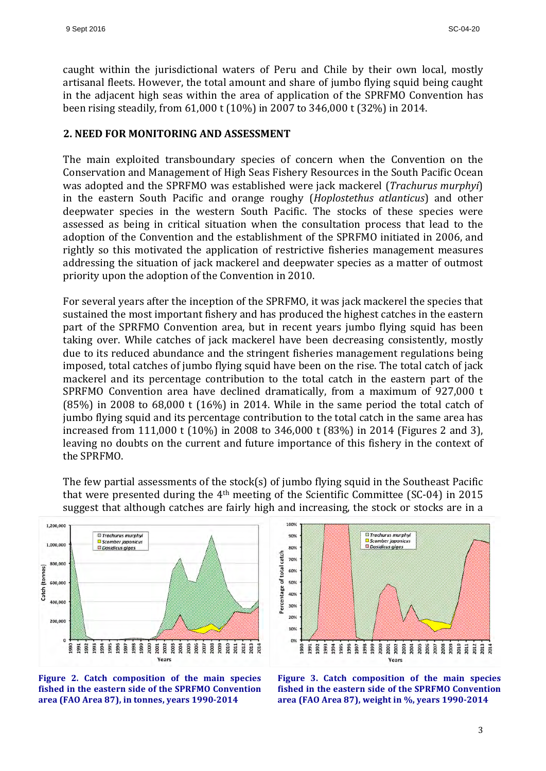caught within the jurisdictional waters of Peru and Chile by their own local, mostly artisanal fleets. However, the total amount and share of jumbo flying squid being caught in the adjacent high seas within the area of application of the SPRFMO Convention has been rising steadily, from 61,000 t (10%) in 2007 to 346,000 t (32%) in 2014.

## 2. NEED FOR MONITORING AND ASSESSMENT

The main exploited transboundary species of concern when the Convention on the Conservation and Management of High Seas Fishery Resources in the South Pacific Ocean was adopted and the SPRFMO was established were jack mackerel (*Trachurus murphyi*) in the eastern South Pacific and orange roughy (*Hoplostethus atlanticus*) and other deepwater species in the western South Pacific. The stocks of these species were assessed as being in critical situation when the consultation process that lead to the adoption of the Convention and the establishment of the SPRFMO initiated in 2006, and rightly so this motivated the application of restrictive fisheries management measures addressing the situation of jack mackerel and deepwater species as a matter of outmost priority upon the adoption of the Convention in 2010.

For several years after the inception of the SPRFMO, it was jack mackerel the species that sustained the most important fishery and has produced the highest catches in the eastern part of the SPRFMO Convention area, but in recent years jumbo flying squid has been taking over. While catches of jack mackerel have been decreasing consistently, mostly due to its reduced abundance and the stringent fisheries management regulations being imposed, total catches of jumbo flying squid have been on the rise. The total catch of jack mackerel and its percentage contribution to the total catch in the eastern part of the SPRFMO Convention area have declined dramatically, from a maximum of 927,000 t (85%) in 2008 to 68,000 t (16%) in 2014. While in the same period the total catch of jumbo flying squid and its percentage contribution to the total catch in the same area has increased from 111,000 t (10%) in 2008 to 346,000 t (83%) in 2014 (Figures 2 and 3), leaving no doubts on the current and future importance of this fishery in the context of the SPRFMO.

The few partial assessments of the stock(s) of jumbo flying squid in the Southeast Pacific that were presented during the 4th meeting of the Scientific Committee (SC-04) in 2015 suggest that although catches are fairly high and increasing, the stock or stocks are in a

**Figure 2. Catch composition of the main species fished in the eastern side of the SPRFMO Convention area (FAO Area 87), in tonnes, years 1990-2014**

**Figure 3. Catch composition of the main species fished in the eastern side of the SPRFMO Convention area (FAO Area 87), weight in %, years 1990-2014**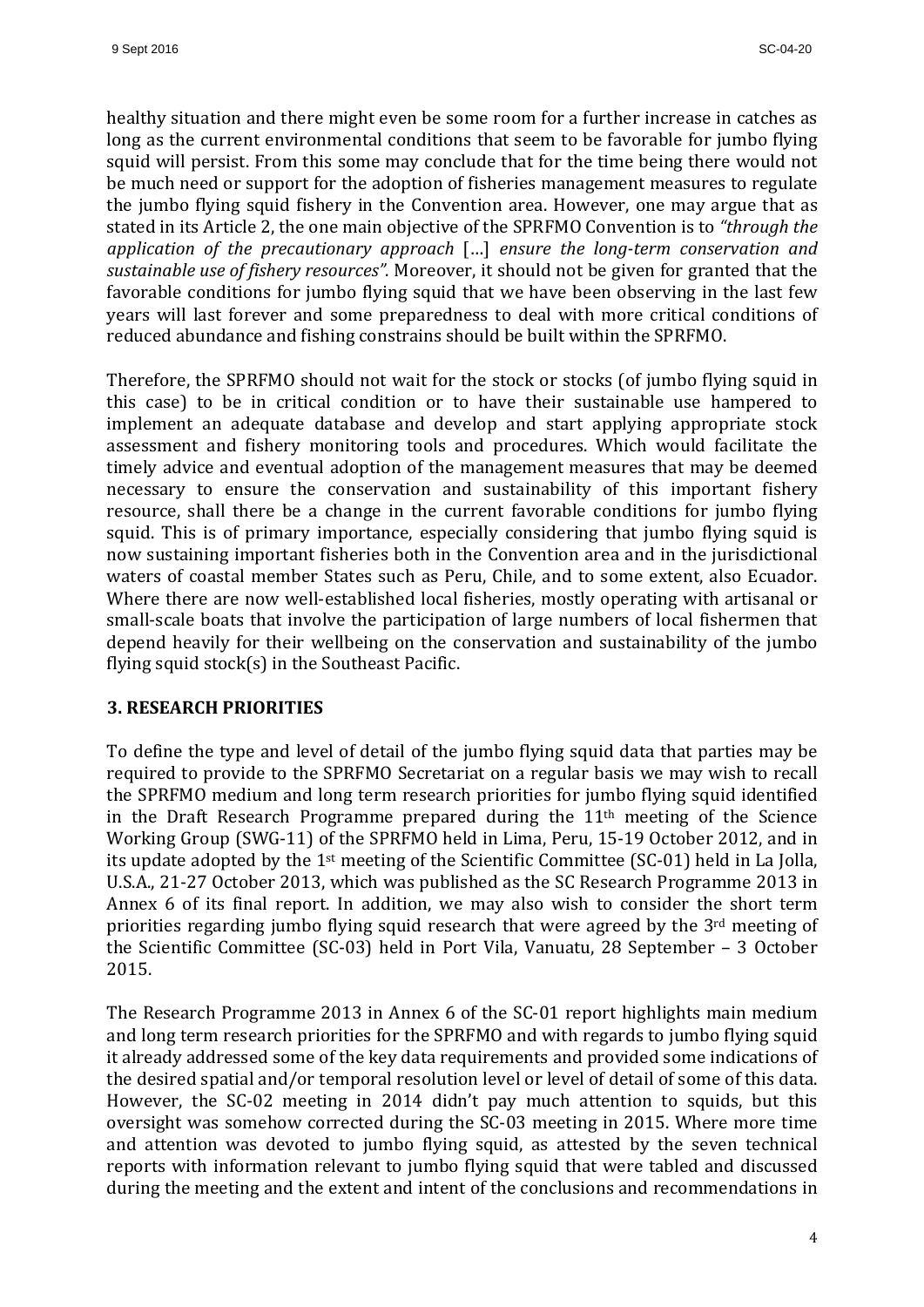healthy situation and there might even be some room for a further increase in catches as long as the current environmental conditions that seem to be favorable for jumbo flying squid will persist. From this some may conclude that for the time being there would not be much need or support for the adoption of fisheries management measures to regulate the jumbo flying squid fishery in the Convention area. However, one may argue that as stated in its Article 2, the one main objective of the SPRFMO Convention is to *"through the application of the precautionary approach* […] *ensure the long-term conservation and sustainable use of fishery resources"*. Moreover, it should not be given for granted that the favorable conditions for jumbo flying squid that we have been observing in the last few years will last forever and some preparedness to deal with more critical conditions of reduced abundance and fishing constrains should be built within the SPRFMO.

Therefore, the SPRFMO should not wait for the stock or stocks (of jumbo flying squid in this case) to be in critical condition or to have their sustainable use hampered to implement an adequate database and develop and start applying appropriate stock assessment and fishery monitoring tools and procedures. Which would facilitate the timely advice and eventual adoption of the management measures that may be deemed necessary to ensure the conservation and sustainability of this important fishery resource, shall there be a change in the current favorable conditions for jumbo flying squid. This is of primary importance, especially considering that jumbo flying squid is now sustaining important fisheries both in the Convention area and in the jurisdictional waters of coastal member States such as Peru, Chile, and to some extent, also Ecuador. Where there are now well-established local fisheries, mostly operating with artisanal or small-scale boats that involve the participation of large numbers of local fishermen that depend heavily for their wellbeing on the conservation and sustainability of the jumbo flying squid stock(s) in the Southeast Pacific.

## 3. RESEARCH PRIORITIES

To define the type and level of detail of the jumbo flying squid data that parties may be required to provide to the SPRFMO Secretariat on a regular basis we may wish to recall the SPRFMO medium and long term research priorities for jumbo flying squid identified in the Draft Research Programme prepared during the 11th meeting of the Science Working Group (SWG-11) of the SPRFMO held in Lima, Peru, 15-19 October 2012, and in its update adopted by the 1st meeting of the Scientific Committee (SC-01) held in La Jolla, U.S.A., 21-27 October 2013, which was published as the SC Research Programme 2013 in Annex 6 of its final report. In addition, we may also wish to consider the short term priorities regarding jumbo flying squid research that were agreed by the 3rd meeting of the Scientific Committee (SC-03) held in Port Vila, Vanuatu, 28 September – 3 October 2015.

The Research Programme 2013 in Annex 6 of the SC-01 report highlights main medium and long term research priorities for the SPRFMO and with regards to jumbo flying squid it already addressed some of the key data requirements and provided some indications of the desired spatial and/or temporal resolution level or level of detail of some of this data. However, the SC-02 meeting in 2014 didn't pay much attention to squids, but this oversight was somehow corrected during the SC-03 meeting in 2015. Where more time and attention was devoted to jumbo flying squid, as attested by the seven technical reports with information relevant to jumbo flying squid that were tabled and discussed during the meeting and the extent and intent of the conclusions and recommendations in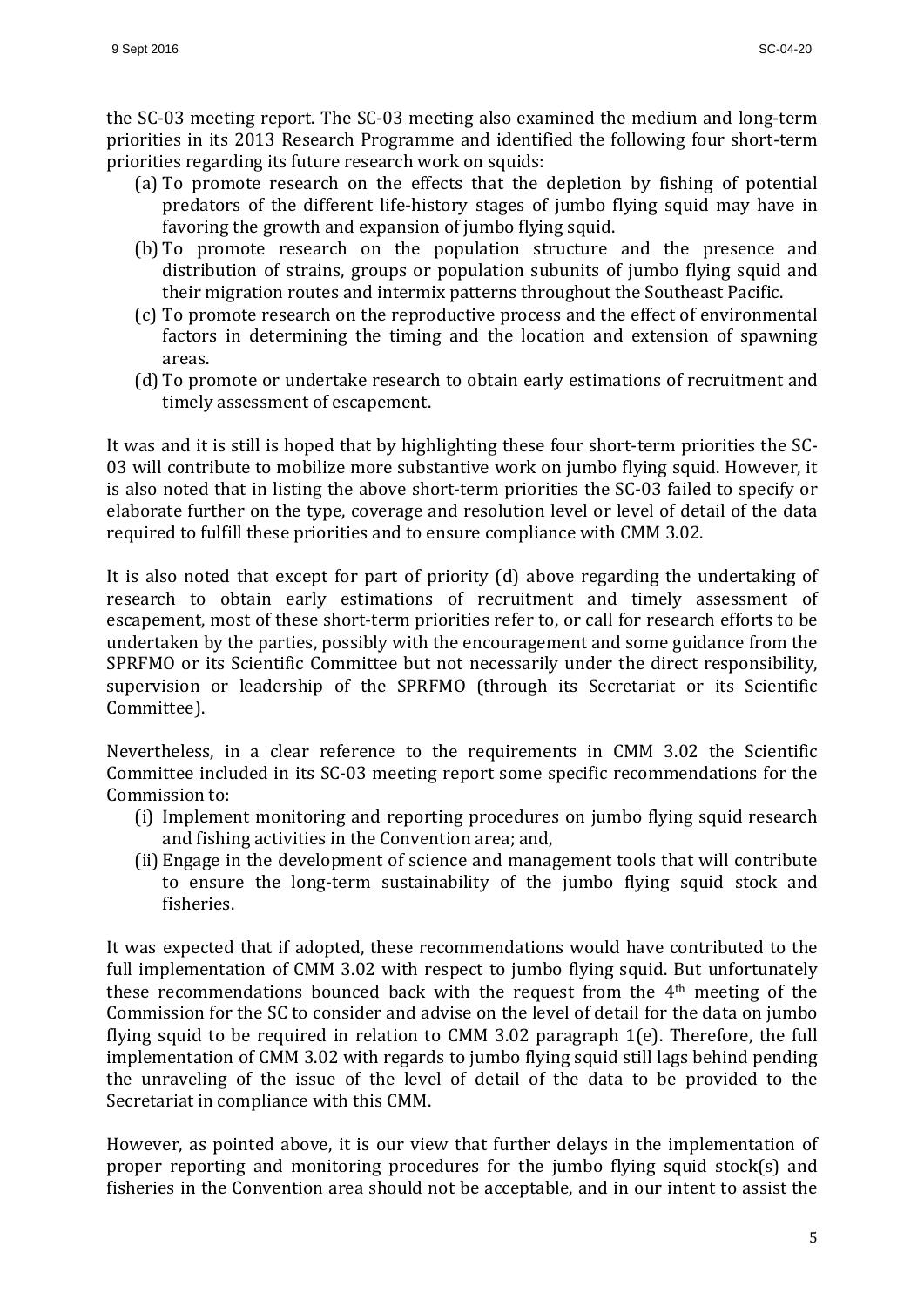the SC-03 meeting report. The SC-03 meeting also examined the medium and long-term priorities in its 2013 Research Programme and identified the following four short-term priorities regarding its future research work on squids:

(a) To promote research on the effects that the depletion by fishing of potential predators of the different life-history stages of jumbo flying squid may have in favoring the growth and expansion of jumbo flying squid.
(b) To promote research on the population structure and the presence and distribution of strains, groups or population subunits of jumbo flying squid and their migration routes and intermix patterns throughout the Southeast Pacific.
(c) To promote research on the reproductive process and the effect of environmental factors in determining the timing and the location and extension of spawning areas.
(d) To promote or undertake research to obtain early estimations of recruitment and timely assessment of escapement.

It was and it is still is hoped that by highlighting these four short-term priorities the SC-03 will contribute to mobilize more substantive work on jumbo flying squid. However, it is also noted that in listing the above short-term priorities the SC-03 failed to specify or elaborate further on the type, coverage and resolution level or level of detail of the data required to fulfill these priorities and to ensure compliance with CMM 3.02.

It is also noted that except for part of priority (d) above regarding the undertaking of research to obtain early estimations of recruitment and timely assessment of escapement, most of these short-term priorities refer to, or call for research efforts to be undertaken by the parties, possibly with the encouragement and some guidance from the SPRFMO or its Scientific Committee but not necessarily under the direct responsibility, supervision or leadership of the SPRFMO (through its Secretariat or its Scientific Committee).

Nevertheless, in a clear reference to the requirements in CMM 3.02 the Scientific Committee included in its SC-03 meeting report some specific recommendations for the Commission to:

(i) Implement monitoring and reporting procedures on jumbo flying squid research and fishing activities in the Convention area; and,
(ii) Engage in the development of science and management tools that will contribute to ensure the long-term sustainability of the jumbo flying squid stock and fisheries.

It was expected that if adopted, these recommendations would have contributed to the full implementation of CMM 3.02 with respect to jumbo flying squid. But unfortunately these recommendations bounced back with the request from the 4th meeting of the Commission for the SC to consider and advise on the level of detail for the data on jumbo flying squid to be required in relation to CMM 3.02 paragraph 1(e). Therefore, the full implementation of CMM 3.02 with regards to jumbo flying squid still lags behind pending the unraveling of the issue of the level of detail of the data to be provided to the Secretariat in compliance with this CMM.

However, as pointed above, it is our view that further delays in the implementation of proper reporting and monitoring procedures for the jumbo flying squid stock(s) and fisheries in the Convention area should not be acceptable, and in our intent to assist the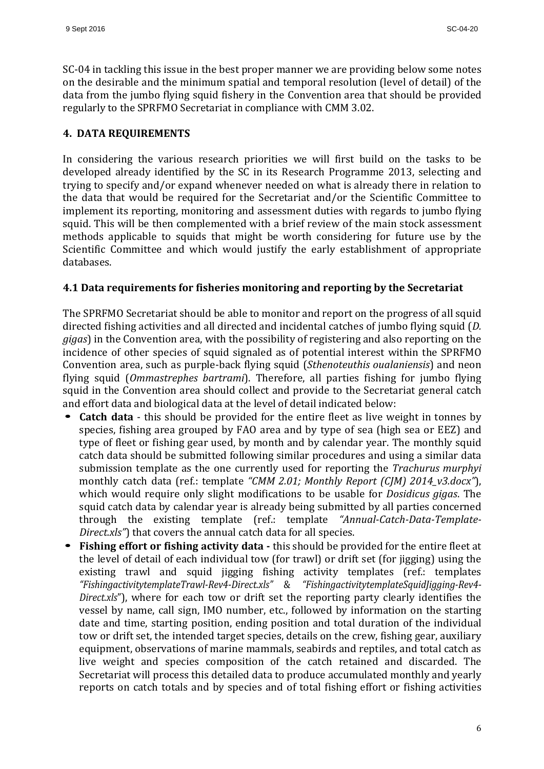SC-04 in tackling this issue in the best proper manner we are providing below some notes on the desirable and the minimum spatial and temporal resolution (level of detail) of the data from the jumbo flying squid fishery in the Convention area that should be provided regularly to the SPRFMO Secretariat in compliance with CMM 3.02.

## 4. DATA REQUIREMENTS

In considering the various research priorities we will first build on the tasks to be developed already identified by the SC in its Research Programme 2013, selecting and trying to specify and/or expand whenever needed on what is already there in relation to the data that would be required for the Secretariat and/or the Scientific Committee to implement its reporting, monitoring and assessment duties with regards to jumbo flying squid. This will be then complemented with a brief review of the main stock assessment methods applicable to squids that might be worth considering for future use by the Scientific Committee and which would justify the early establishment of appropriate databases.

### 4.1 Data requirements for fisheries monitoring and reporting by the Secretariat

The SPRFMO Secretariat should be able to monitor and report on the progress of all squid directed fishing activities and all directed and incidental catches of jumbo flying squid (*D. gigas*) in the Convention area, with the possibility of registering and also reporting on the incidence of other species of squid signaled as of potential interest within the SPRFMO Convention area, such as purple-back flying squid (*Sthenoteuthis oualaniensis*) and neon flying squid (*Ommastrephes bartrami*). Therefore, all parties fishing for jumbo flying squid in the Convention area should collect and provide to the Secretariat general catch and effort data and biological data at the level of detail indicated below:

- **Catch data** - this should be provided for the entire fleet as live weight in tonnes by species, fishing area grouped by FAO area and by type of sea (high sea or EEZ) and type of fleet or fishing gear used, by month and by calendar year. The monthly squid catch data should be submitted following similar procedures and using a similar data submission template as the one currently used for reporting the *Trachurus murphyi* monthly catch data (ref.: template *"CMM 2.01; Monthly Report (CJM) 2014_v3.docx"*), which would require only slight modifications to be usable for *Dosidicus gigas*. The squid catch data by calendar year is already being submitted by all parties concerned through the existing template (ref.: template *"Annual-Catch-Data-Template-Direct.xls"*) that covers the annual catch data for all species.
- **Fishing effort or fishing activity data -** this should be provided for the entire fleet at the level of detail of each individual tow (for trawl) or drift set (for jigging) using the existing trawl and squid jigging fishing activity templates (ref.: templates *"FishingactivitytemplateTrawl-Rev4-Direct.xls"* & *"FishingactivitytemplateSquidJigging-Rev4-Direct.xls"*), where for each tow or drift set the reporting party clearly identifies the vessel by name, call sign, IMO number, etc., followed by information on the starting date and time, starting position, ending position and total duration of the individual tow or drift set, the intended target species, details on the crew, fishing gear, auxiliary equipment, observations of marine mammals, seabirds and reptiles, and total catch as live weight and species composition of the catch retained and discarded. The Secretariat will process this detailed data to produce accumulated monthly and yearly reports on catch totals and by species and of total fishing effort or fishing activities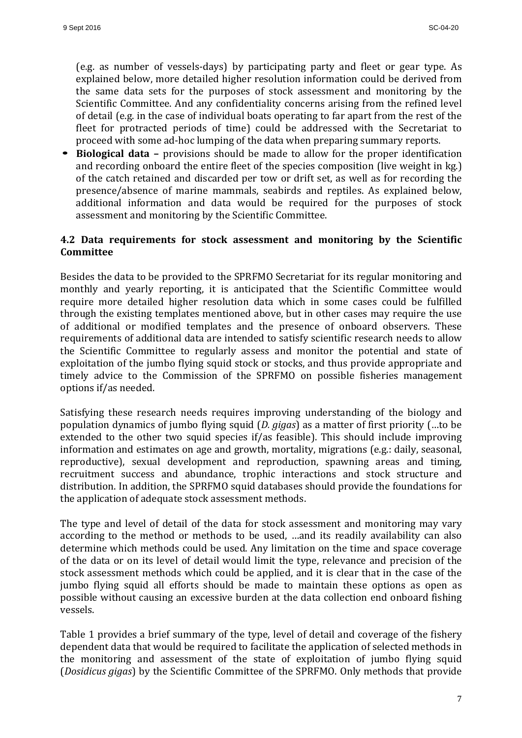(e.g. as number of vessels-days) by participating party and fleet or gear type. As explained below, more detailed higher resolution information could be derived from the same data sets for the purposes of stock assessment and monitoring by the Scientific Committee. And any confidentiality concerns arising from the refined level of detail (e.g. in the case of individual boats operating to far apart from the rest of the fleet for protracted periods of time) could be addressed with the Secretariat to proceed with some ad-hoc lumping of the data when preparing summary reports.

- **Biological data –** provisions should be made to allow for the proper identification and recording onboard the entire fleet of the species composition (live weight in kg.) of the catch retained and discarded per tow or drift set, as well as for recording the presence/absence of marine mammals, seabirds and reptiles. As explained below, additional information and data would be required for the purposes of stock assessment and monitoring by the Scientific Committee.

### 4.2 Data requirements for stock assessment and monitoring by the Scientific Committee

Besides the data to be provided to the SPRFMO Secretariat for its regular monitoring and monthly and yearly reporting, it is anticipated that the Scientific Committee would require more detailed higher resolution data which in some cases could be fulfilled through the existing templates mentioned above, but in other cases may require the use of additional or modified templates and the presence of onboard observers. These requirements of additional data are intended to satisfy scientific research needs to allow the Scientific Committee to regularly assess and monitor the potential and state of exploitation of the jumbo flying squid stock or stocks, and thus provide appropriate and timely advice to the Commission of the SPRFMO on possible fisheries management options if/as needed.

Satisfying these research needs requires improving understanding of the biology and population dynamics of jumbo flying squid (*D. gigas*) as a matter of first priority (…to be extended to the other two squid species if/as feasible). This should include improving information and estimates on age and growth, mortality, migrations (e.g.: daily, seasonal, reproductive), sexual development and reproduction, spawning areas and timing, recruitment success and abundance, trophic interactions and stock structure and distribution. In addition, the SPRFMO squid databases should provide the foundations for the application of adequate stock assessment methods.

The type and level of detail of the data for stock assessment and monitoring may vary according to the method or methods to be used, …and its readily availability can also determine which methods could be used. Any limitation on the time and space coverage of the data or on its level of detail would limit the type, relevance and precision of the stock assessment methods which could be applied, and it is clear that in the case of the jumbo flying squid all efforts should be made to maintain these options as open as possible without causing an excessive burden at the data collection end onboard fishing vessels.

Table 1 provides a brief summary of the type, level of detail and coverage of the fishery dependent data that would be required to facilitate the application of selected methods in the monitoring and assessment of the state of exploitation of jumbo flying squid (*Dosidicus gigas*) by the Scientific Committee of the SPRFMO. Only methods that provide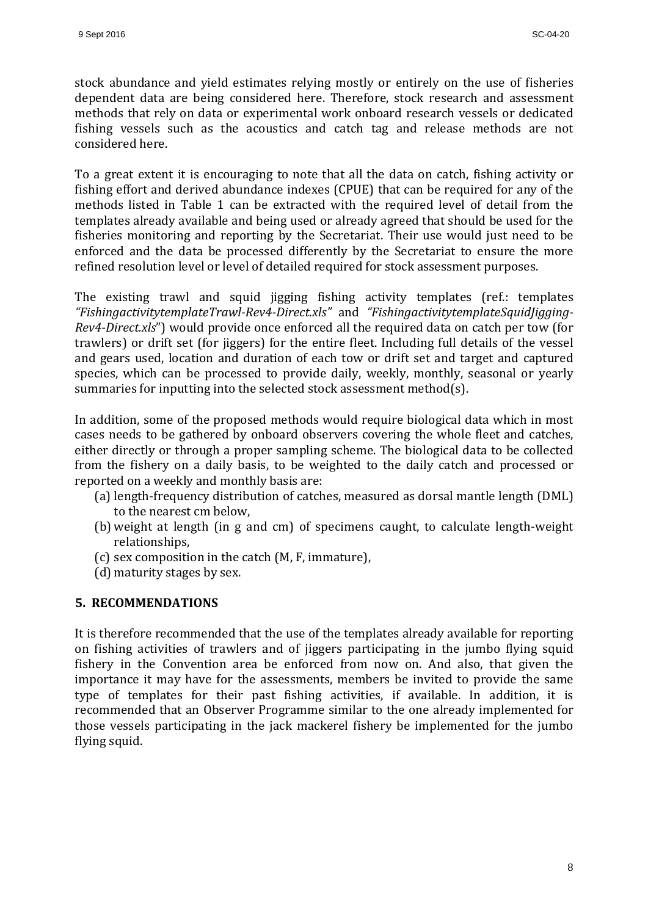stock abundance and yield estimates relying mostly or entirely on the use of fisheries dependent data are being considered here. Therefore, stock research and assessment methods that rely on data or experimental work onboard research vessels or dedicated fishing vessels such as the acoustics and catch tag and release methods are not considered here.

To a great extent it is encouraging to note that all the data on catch, fishing activity or fishing effort and derived abundance indexes (CPUE) that can be required for any of the methods listed in Table 1 can be extracted with the required level of detail from the templates already available and being used or already agreed that should be used for the fisheries monitoring and reporting by the Secretariat. Their use would just need to be enforced and the data be processed differently by the Secretariat to ensure the more refined resolution level or level of detailed required for stock assessment purposes.

The existing trawl and squid jigging fishing activity templates (ref.: templates *"FishingactivitytemplateTrawl-Rev4-Direct.xls"* and *"FishingactivitytemplateSquidJigging-Rev4-Direct.xls"*) would provide once enforced all the required data on catch per tow (for trawlers) or drift set (for jiggers) for the entire fleet. Including full details of the vessel and gears used, location and duration of each tow or drift set and target and captured species, which can be processed to provide daily, weekly, monthly, seasonal or yearly summaries for inputting into the selected stock assessment method(s).

In addition, some of the proposed methods would require biological data which in most cases needs to be gathered by onboard observers covering the whole fleet and catches, either directly or through a proper sampling scheme. The biological data to be collected from the fishery on a daily basis, to be weighted to the daily catch and processed or reported on a weekly and monthly basis are:

(a) length-frequency distribution of catches, measured as dorsal mantle length (DML) to the nearest cm below,
(b) weight at length (in g and cm) of specimens caught, to calculate length-weight relationships,
(c) sex composition in the catch (M, F, immature),
(d) maturity stages by sex.

## 5. RECOMMENDATIONS

It is therefore recommended that the use of the templates already available for reporting on fishing activities of trawlers and of jiggers participating in the jumbo flying squid fishery in the Convention area be enforced from now on. And also, that given the importance it may have for the assessments, members be invited to provide the same type of templates for their past fishing activities, if available. In addition, it is recommended that an Observer Programme similar to the one already implemented for those vessels participating in the jack mackerel fishery be implemented for the jumbo flying squid.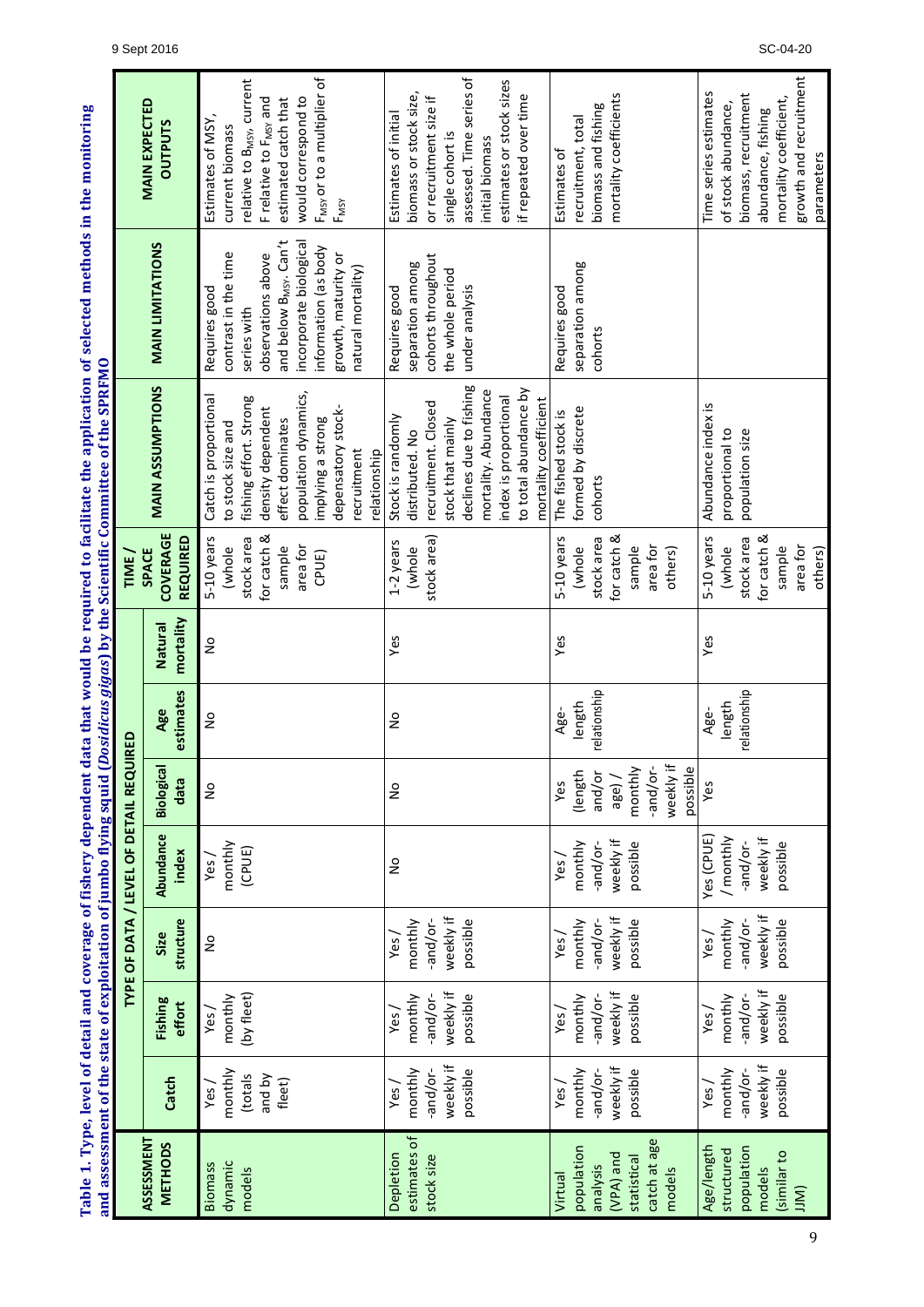**Table 1. Type, level of detail and coverage of fishery dependent data that would be required to facilitate the application of selected methods in the monitoring and assessment of the state of exploitation of jumbo flying squid (*Dosidicus gigas*) by the Scientific Committee of the SPRFMO**

| ASSESSMENT METHODS | TYPE OF DATA / LEVEL OF DETAIL REQUIRED | | | | | | | TIME / SPACE COVERAGE REQUIRED | MAIN ASSUMPTIONS | MAIN LIMITATIONS | MAIN EXPECTED OUTPUTS |
|---|---|---|---|---|---|---|---|---|---|---|---|
| | Catch | Fishing effort | Size structure | Abundance index | Biological data | Age estimates | Natural mortality | | | | |
| Biomass dynamic models | Yes / monthly (totals and by fleet) | Yes / monthly (by fleet) | No | Yes / monthly (CPUE) | No | No | No | 5-10 years (whole stock area for catch & sample area for CPUE) | Catch is proportional to stock size and fishing effort. Strong density dependent effect dominates population dynamics, implying a strong depensatory stock-recruitment relationship | Requires good contrast in the time series with observations above and below $B_{MSY}$. Can't incorporate biological information (as body growth, maturity or natural mortality) | Estimates of MSY, current biomass relative to $B_{MSY}$, current F relative to $F_{MSY}$ and estimated catch that would correspond to $F_{MSY}$ or to a multiplier of $F_{MSY}$ |
| Depletion estimates of stock size | Yes / monthly -and/or- weekly if possible | Yes / monthly -and/or- weekly if possible | Yes / monthly -and/or- weekly if possible | No | No | No | Yes | 1-2 years (whole stock area) | Stock is randomly distributed. No recruitment. Closed stock that mainly declines due to fishing mortality. Abundance index is proportional to total abundance by mortality coefficient | Requires good separation among cohorts throughout the whole period under analysis | Estimates of initial biomass or stock size, or recruitment size if single cohort is assessed. Time series of initial biomass estimates or stock sizes if repeated over time |
| Virtual population analysis (VPA) and statistical catch at age models | Yes / monthly -and/or- weekly if possible | Yes / monthly -and/or- weekly if possible | Yes / monthly -and/or- weekly if possible | Yes / monthly -and/or- weekly if possible | Yes (length and/or age) / monthly -and/or- weekly if possible | Age-length relationship | Yes | 5-10 years (whole stock area for catch & sample area for others) | The fished stock is formed by discrete cohorts | Requires good separation among cohorts | Estimates of recruitment, total biomass and fishing mortality coefficients |
| Age/length structured population models (similar to JJM) | Yes / monthly -and/or- weekly if possible | Yes / monthly -and/or- weekly if possible | Yes / monthly -and/or- weekly if possible | Yes (CPUE) / monthly -and/or- weekly if possible | Yes | Age-length relationship | Yes | 5-10 years (whole stock area for catch & sample area for others) | Abundance index is proportional to population size | | Time series estimates of stock abundance, biomass, recruitment abundance, fishing mortality coefficient, growth and recruitment parameters |